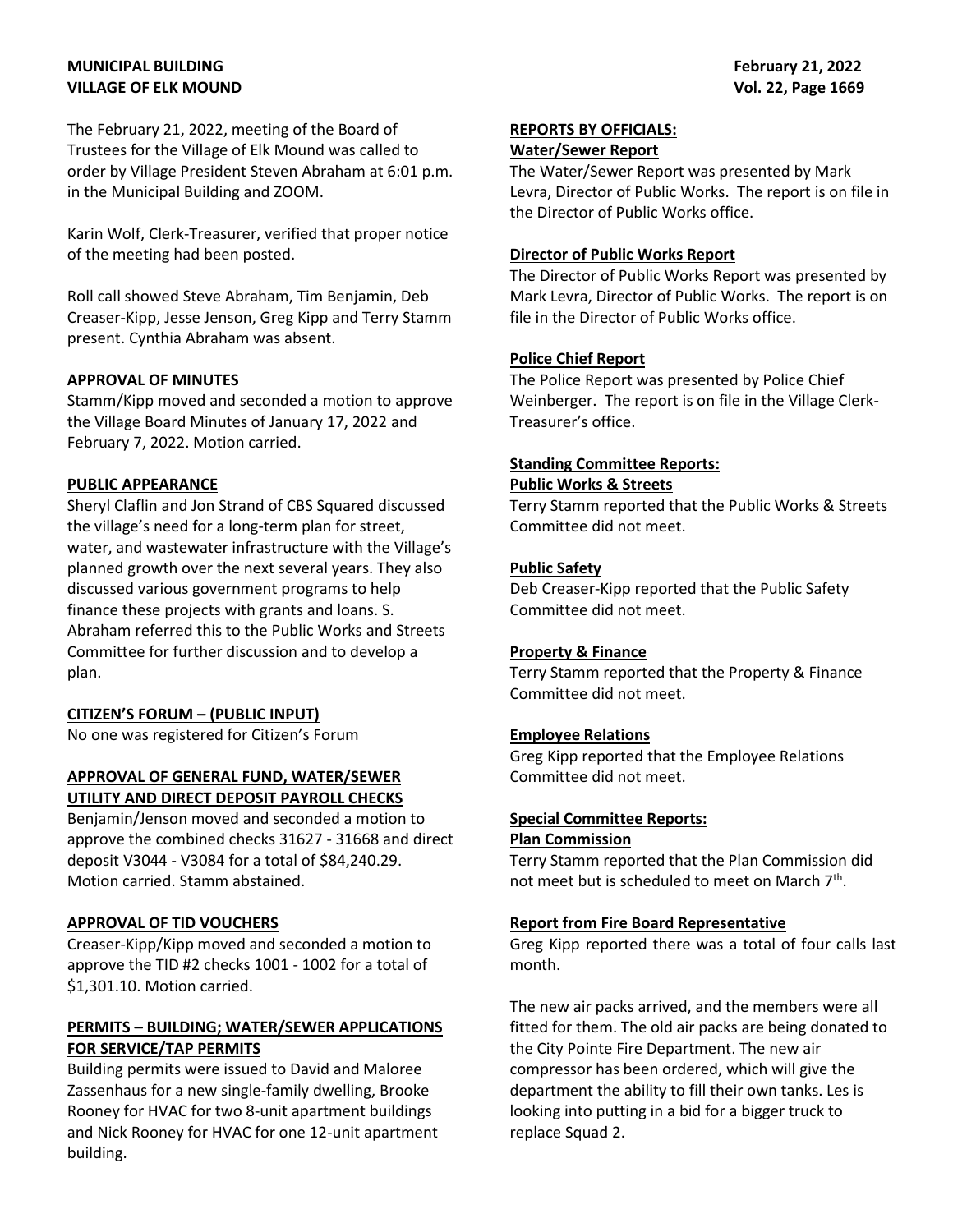The February 21, 2022, meeting of the Board of Trustees for the Village of Elk Mound was called to order by Village President Steven Abraham at 6:01 p.m. in the Municipal Building and ZOOM.

Karin Wolf, Clerk-Treasurer, verified that proper notice of the meeting had been posted.

Roll call showed Steve Abraham, Tim Benjamin, Deb Creaser-Kipp, Jesse Jenson, Greg Kipp and Terry Stamm present. Cynthia Abraham was absent.

**APPROVAL OF MINUTES**

Stamm/Kipp moved and seconded a motion to approve the Village Board Minutes of January 17, 2022 and February 7, 2022. Motion carried.

**PUBLIC APPEARANCE**

Sheryl Claflin and Jon Strand of CBS Squared discussed the village's need for a long-term plan for street, water, and wastewater infrastructure with the Village's planned growth over the next several years. They also discussed various government programs to help finance these projects with grants and loans. S. Abraham referred this to the Public Works and Streets Committee for further discussion and to develop a plan.

**CITIZEN'S FORUM – (PUBLIC INPUT)**

No one was registered for Citizen's Forum

**APPROVAL OF GENERAL FUND, WATER/SEWER UTILITY AND DIRECT DEPOSIT PAYROLL CHECKS**

Benjamin/Jenson moved and seconded a motion to approve the combined checks 31627 - 31668 and direct deposit V3044 - V3084 for a total of $84,240.29. Motion carried. Stamm abstained.

**APPROVAL OF TID VOUCHERS**

Creaser-Kipp/Kipp moved and seconded a motion to approve the TID #2 checks 1001 - 1002 for a total of $1,301.10. Motion carried.

**PERMITS – BUILDING; WATER/SEWER APPLICATIONS FOR SERVICE/TAP PERMITS**

Building permits were issued to David and Maloree Zassenhaus for a new single-family dwelling, Brooke Rooney for HVAC for two 8-unit apartment buildings and Nick Rooney for HVAC for one 12-unit apartment building.

**REPORTS BY OFFICIALS:**

**Water/Sewer Report**

The Water/Sewer Report was presented by Mark Levra, Director of Public Works. The report is on file in the Director of Public Works office.

**Director of Public Works Report**

The Director of Public Works Report was presented by Mark Levra, Director of Public Works. The report is on file in the Director of Public Works office.

**Police Chief Report**

The Police Report was presented by Police Chief Weinberger. The report is on file in the Village Clerk-Treasurer's office.

**Standing Committee Reports:**

**Public Works & Streets**

Terry Stamm reported that the Public Works & Streets Committee did not meet.

**Public Safety**

Deb Creaser-Kipp reported that the Public Safety Committee did not meet.

**Property & Finance**

Terry Stamm reported that the Property & Finance Committee did not meet.

**Employee Relations**

Greg Kipp reported that the Employee Relations Committee did not meet.

**Special Committee Reports:**

**Plan Commission**

Terry Stamm reported that the Plan Commission did not meet but is scheduled to meet on March 7th.

**Report from Fire Board Representative**

Greg Kipp reported there was a total of four calls last month.

The new air packs arrived, and the members were all fitted for them. The old air packs are being donated to the City Pointe Fire Department. The new air compressor has been ordered, which will give the department the ability to fill their own tanks. Les is looking into putting in a bid for a bigger truck to replace Squad 2.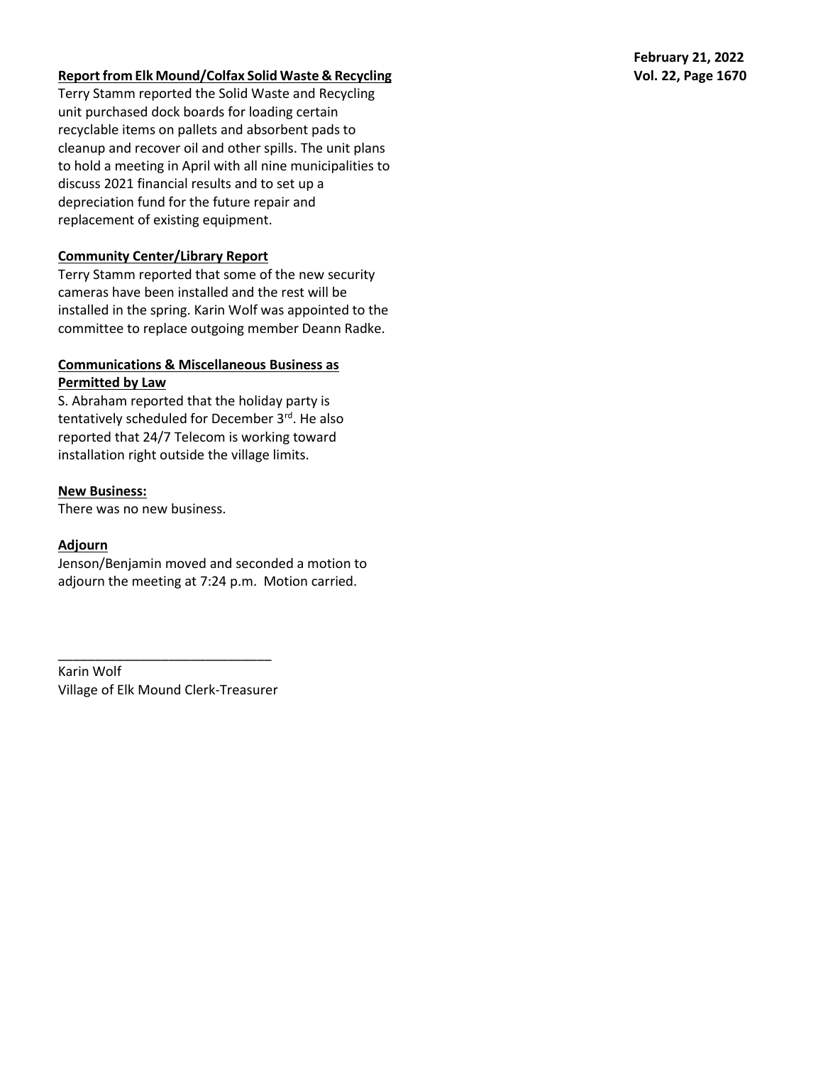**Report from Elk Mound/Colfax Solid Waste & Recycling**

Terry Stamm reported the Solid Waste and Recycling unit purchased dock boards for loading certain recyclable items on pallets and absorbent pads to cleanup and recover oil and other spills. The unit plans to hold a meeting in April with all nine municipalities to discuss 2021 financial results and to set up a depreciation fund for the future repair and replacement of existing equipment.

**Community Center/Library Report**

Terry Stamm reported that some of the new security cameras have been installed and the rest will be installed in the spring. Karin Wolf was appointed to the committee to replace outgoing member Deann Radke.

**Communications & Miscellaneous Business as Permitted by Law**

S. Abraham reported that the holiday party is tentatively scheduled for December 3rd. He also reported that 24/7 Telecom is working toward installation right outside the village limits.

**New Business:**

There was no new business.

**Adjourn**

Jenson/Benjamin moved and seconded a motion to adjourn the meeting at 7:24 p.m. Motion carried.

______________________________

Karin Wolf
Village of Elk Mound Clerk-Treasurer